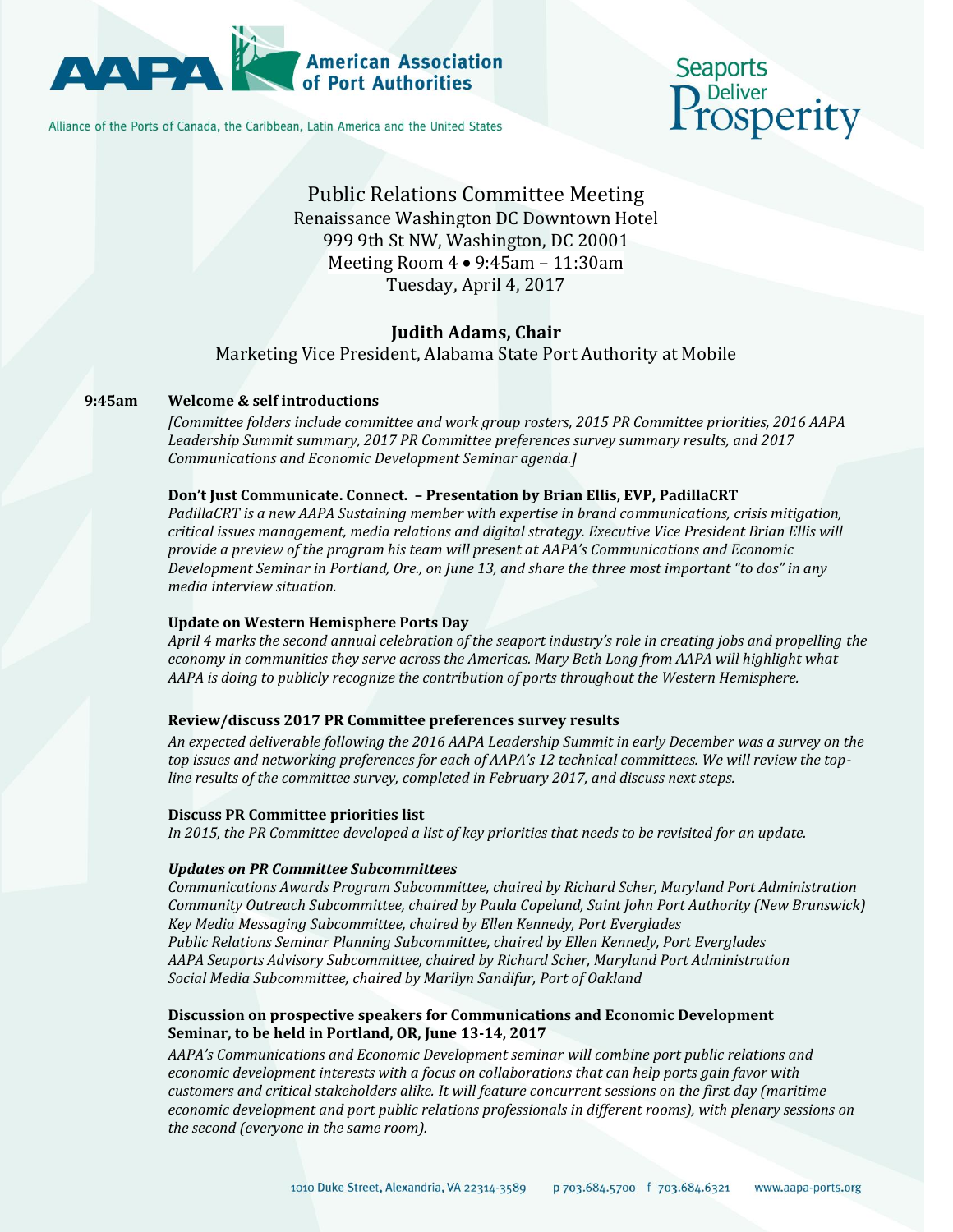AAPA American Association of Port Authorities

Alliance of the Ports of Canada, the Caribbean, Latin America and the United States

Seaports Deliver Prosperity

# Public Relations Committee Meeting

Renaissance Washington DC Downtown Hotel
999 9th St NW, Washington, DC 20001
Meeting Room 4 • 9:45am – 11:30am
Tuesday, April 4, 2017

## Judith Adams, Chair

Marketing Vice President, Alabama State Port Authority at Mobile

**9:45am** **Welcome & self introductions**

*[Committee folders include committee and work group rosters, 2015 PR Committee priorities, 2016 AAPA Leadership Summit summary, 2017 PR Committee preferences survey summary results, and 2017 Communications and Economic Development Seminar agenda.]*

**Don't Just Communicate. Connect. – Presentation by Brian Ellis, EVP, PadillaCRT**

*PadillaCRT is a new AAPA Sustaining member with expertise in brand communications, crisis mitigation, critical issues management, media relations and digital strategy. Executive Vice President Brian Ellis will provide a preview of the program his team will present at AAPA's Communications and Economic Development Seminar in Portland, Ore., on June 13, and share the three most important "to dos" in any media interview situation.*

**Update on Western Hemisphere Ports Day**

*April 4 marks the second annual celebration of the seaport industry's role in creating jobs and propelling the economy in communities they serve across the Americas. Mary Beth Long from AAPA will highlight what AAPA is doing to publicly recognize the contribution of ports throughout the Western Hemisphere.*

**Review/discuss 2017 PR Committee preferences survey results**

*An expected deliverable following the 2016 AAPA Leadership Summit in early December was a survey on the top issues and networking preferences for each of AAPA's 12 technical committees. We will review the top-line results of the committee survey, completed in February 2017, and discuss next steps.*

**Discuss PR Committee priorities list**

*In 2015, the PR Committee developed a list of key priorities that needs to be revisited for an update.*

***Updates on PR Committee Subcommittees***

*Communications Awards Program Subcommittee, chaired by Richard Scher, Maryland Port Administration*
*Community Outreach Subcommittee, chaired by Paula Copeland, Saint John Port Authority (New Brunswick)*
*Key Media Messaging Subcommittee, chaired by Ellen Kennedy, Port Everglades*
*Public Relations Seminar Planning Subcommittee, chaired by Ellen Kennedy, Port Everglades*
*AAPA Seaports Advisory Subcommittee, chaired by Richard Scher, Maryland Port Administration*
*Social Media Subcommittee, chaired by Marilyn Sandifur, Port of Oakland*

**Discussion on prospective speakers for Communications and Economic Development Seminar, to be held in Portland, OR, June 13-14, 2017**

*AAPA's Communications and Economic Development seminar will combine port public relations and economic development interests with a focus on collaborations that can help ports gain favor with customers and critical stakeholders alike. It will feature concurrent sessions on the first day (maritime economic development and port public relations professionals in different rooms), with plenary sessions on the second (everyone in the same room).*

1010 Duke Street, Alexandria, VA 22314-3589 p 703.684.5700 f 703.684.6321 www.aapa-ports.org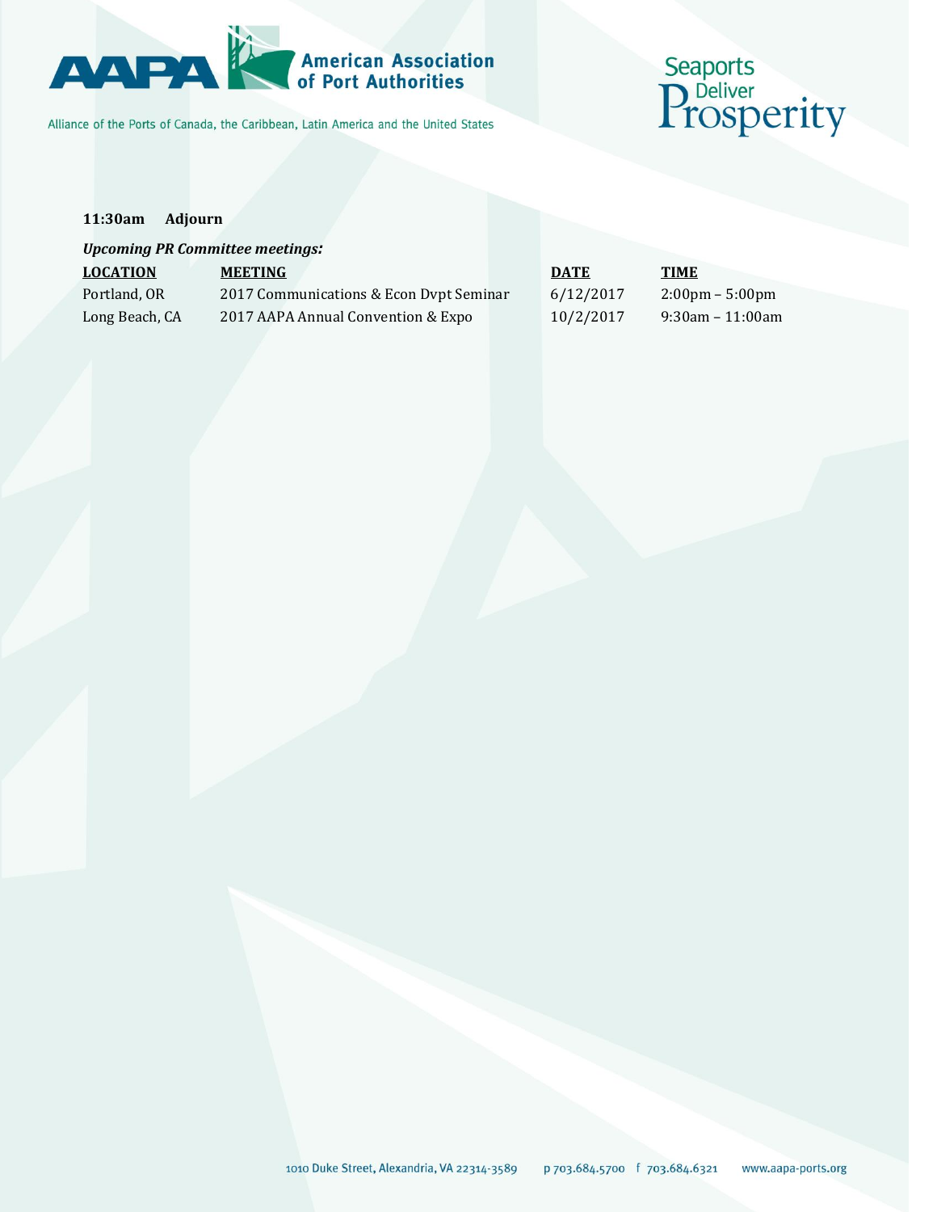**11:30am Adjourn**

***Upcoming PR Committee meetings:***

| LOCATION | MEETING | DATE | TIME |
|---|---|---|---|
| Portland, OR | 2017 Communications & Econ Dvpt Seminar | 6/12/2017 | 2:00pm – 5:00pm |
| Long Beach, CA | 2017 AAPA Annual Convention & Expo | 10/2/2017 | 9:30am – 11:00am |